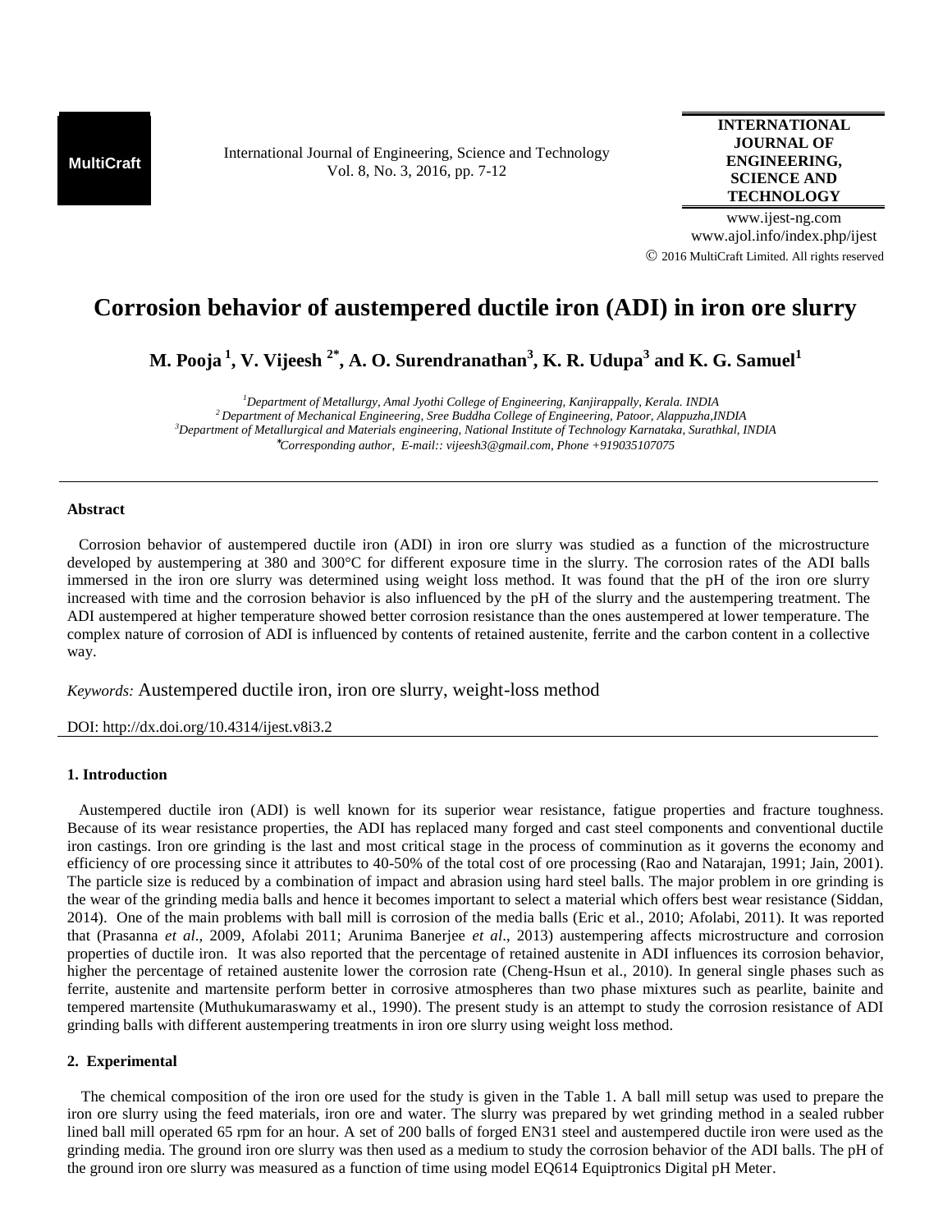# Corrosion behavior of austempered ductile iron (ADI) in iron ore slurry

**M. Pooja [1], V. Vijeesh [2*], A. O. Surendranathan[3], K. R. Udupa[3] and K. G. Samuel[1]**

[1]*Department of Metallurgy, Amal Jyothi College of Engineering, Kanjirappally, Kerala. INDIA*
[2]*Department of Mechanical Engineering, Sree Buddha College of Engineering, Patoor, Alappuzha,INDIA*
[3]*Department of Metallurgical and Materials engineering, National Institute of Technology Karnataka, Surathkal, INDIA*
*\*Corresponding author, E-mail:: vijeesh3@gmail.com, Phone +919035107075*

---

### Abstract

Corrosion behavior of austempered ductile iron (ADI) in iron ore slurry was studied as a function of the microstructure developed by austempering at 380 and 300°C for different exposure time in the slurry. The corrosion rates of the ADI balls immersed in the iron ore slurry were determined using weight loss method. It was found that the pH of the iron ore slurry increased with time and the corrosion behavior is also influenced by the pH of the slurry and the austempering treatment. The ADI austempered at higher temperature showed better corrosion resistance than the ones austempered at lower temperature. The complex nature of corrosion of ADI is influenced by contents of retained austenite, ferrite and the carbon content in a collective way.

*Keywords:* Austempered ductile iron, iron ore slurry, weight-loss method

DOI: http://dx.doi.org/10.4314/ijest.v8i3.2

---

### 1. Introduction

Austempered ductile iron (ADI) is well known for its superior wear resistance, fatigue properties and fracture toughness. Because of its wear resistance properties, the ADI has replaced many forged and cast steel components and conventional ductile iron castings. Iron ore grinding is the last and most critical stage in the process of comminution as it governs the economy and efficiency of ore processing since it attributes to 40-50% of the total cost of ore processing (Rao and Natarajan, 1991; Jain, 2001). The particle size is reduced by a combination of impact and abrasion using hard steel balls. The major problem in ore grinding is the wear of the grinding media balls and hence it becomes important to select a material which offers best wear resistance (Siddan, 2014). One of the main problems with ball mill is corrosion of the media balls (Eric et al., 2010; Afolabi, 2011). It was reported that (Prasanna *et al*., 2009, Afolabi 2011; Arunima Banerjee *et al*., 2013) austempering affects microstructure and corrosion properties of ductile iron. It was also reported that the percentage of retained austenite in ADI influences its corrosion behavior, higher the percentage of retained austenite lower the corrosion rate (Cheng-Hsun et al., 2010). In general single phases such as ferrite, austenite and martensite perform better in corrosive atmospheres than two phase mixtures such as pearlite, bainite and tempered martensite (Muthukumaraswamy et al., 1990). The present study is an attempt to study the corrosion resistance of ADI grinding balls with different austempering treatments in iron ore slurry using weight loss method.

### 2. Experimental

The chemical composition of the iron ore used for the study is given in the Table 1. A ball mill setup was used to prepare the iron ore slurry using the feed materials, iron ore and water. The slurry was prepared by wet grinding method in a sealed rubber lined ball mill operated 65 rpm for an hour. A set of 200 balls of forged EN31 steel and austempered ductile iron were used as the grinding media. The ground iron ore slurry was then used as a medium to study the corrosion behavior of the ADI balls. The pH of the ground iron ore slurry was measured as a function of time using model EQ614 Equiptronics Digital pH Meter.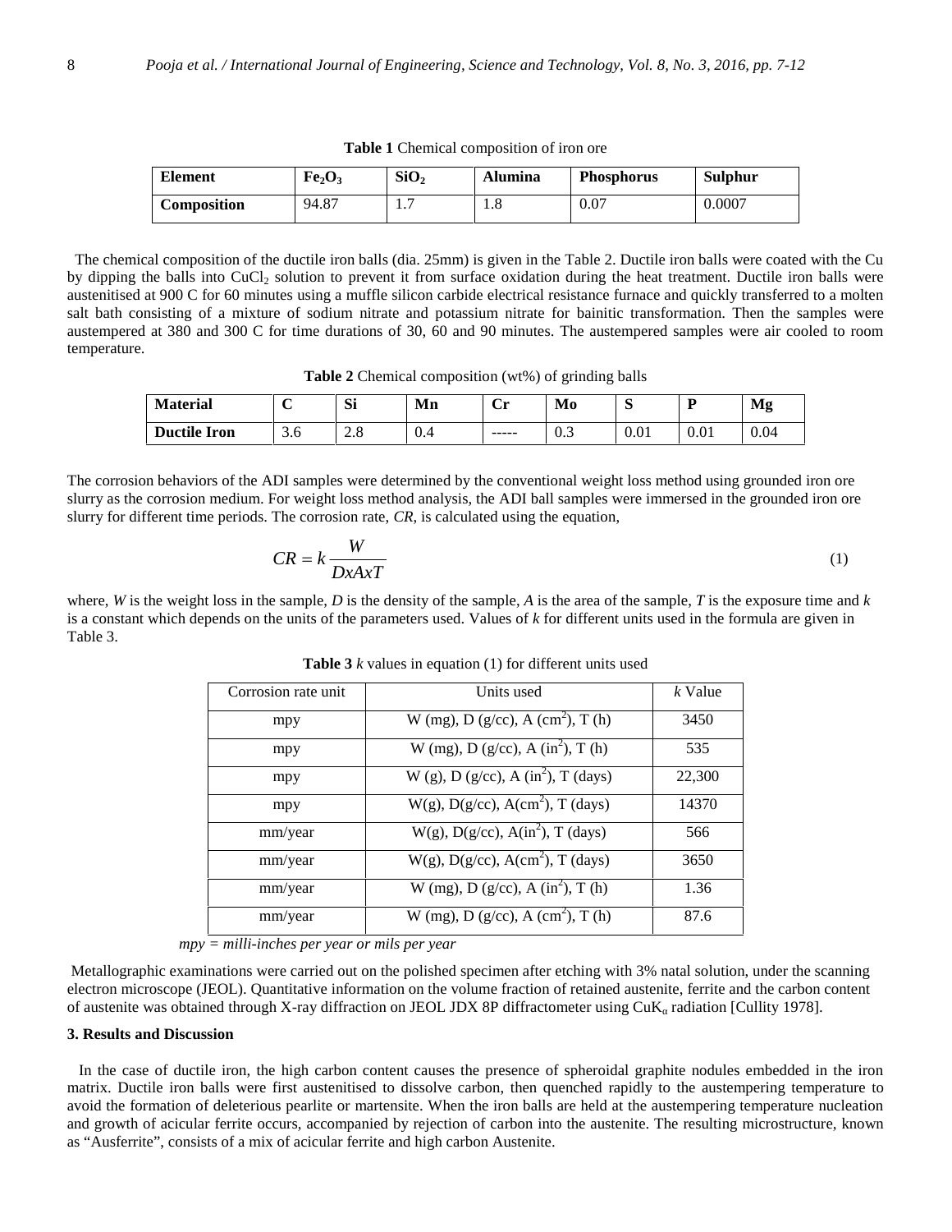**Table 1** Chemical composition of iron ore

| Element | $Fe_2O_3$ | $SiO_2$ | Alumina | Phosphorus | Sulphur |
|---|---|---|---|---|---|
| **Composition** | 94.87 | 1.7 | 1.8 | 0.07 | 0.0007 |

The chemical composition of the ductile iron balls (dia. 25mm) is given in the Table 2. Ductile iron balls were coated with the Cu by dipping the balls into $CuCl_2$ solution to prevent it from surface oxidation during the heat treatment. Ductile iron balls were austenitised at 900 C for 60 minutes using a muffle silicon carbide electrical resistance furnace and quickly transferred to a molten salt bath consisting of a mixture of sodium nitrate and potassium nitrate for bainitic transformation. Then the samples were austempered at 380 and 300 C for time durations of 30, 60 and 90 minutes. The austempered samples were air cooled to room temperature.

**Table 2** Chemical composition (wt%) of grinding balls

| Material | C | Si | Mn | Cr | Mo | S | P | Mg |
|---|---|---|---|---|---|---|---|---|
| **Ductile Iron** | 3.6 | 2.8 | 0.4 | ----- | 0.3 | 0.01 | 0.01 | 0.04 |

The corrosion behaviors of the ADI samples were determined by the conventional weight loss method using grounded iron ore slurry as the corrosion medium. For weight loss method analysis, the ADI ball samples were immersed in the grounded iron ore slurry for different time periods. The corrosion rate, *CR*, is calculated using the equation,

$$CR = k \frac{W}{DxAxT} \tag{1}$$

where, *W* is the weight loss in the sample, *D* is the density of the sample, *A* is the area of the sample, *T* is the exposure time and *k* is a constant which depends on the units of the parameters used. Values of *k* for different units used in the formula are given in Table 3.

**Table 3** *k* values in equation (1) for different units used

| Corrosion rate unit | Units used | *k* Value |
|---|---|---|
| mpy | W (mg), D (g/cc), A ($cm^2$), T (h) | 3450 |
| mpy | W (mg), D (g/cc), A ($in^2$), T (h) | 535 |
| mpy | W (g), D (g/cc), A ($in^2$), T (days) | 22,300 |
| mpy | W(g), D(g/cc), A($cm^2$), T (days) | 14370 |
| mm/year | W(g), D(g/cc), A($in^2$), T (days) | 566 |
| mm/year | W(g), D(g/cc), A($cm^2$), T (days) | 3650 |
| mm/year | W (mg), D (g/cc), A ($in^2$), T (h) | 1.36 |
| mm/year | W (mg), D (g/cc), A ($cm^2$), T (h) | 87.6 |

*mpy = milli-inches per year or mils per year*

Metallographic examinations were carried out on the polished specimen after etching with 3% natal solution, under the scanning electron microscope (JEOL). Quantitative information on the volume fraction of retained austenite, ferrite and the carbon content of austenite was obtained through X-ray diffraction on JEOL JDX 8P diffractometer using $CuK_{\alpha}$ radiation [Cullity 1978].

## 3. Results and Discussion

In the case of ductile iron, the high carbon content causes the presence of spheroidal graphite nodules embedded in the iron matrix. Ductile iron balls were first austenitised to dissolve carbon, then quenched rapidly to the austempering temperature to avoid the formation of deleterious pearlite or martensite. When the iron balls are held at the austempering temperature nucleation and growth of acicular ferrite occurs, accompanied by rejection of carbon into the austenite. The resulting microstructure, known as "Ausferrite", consists of a mix of acicular ferrite and high carbon Austenite.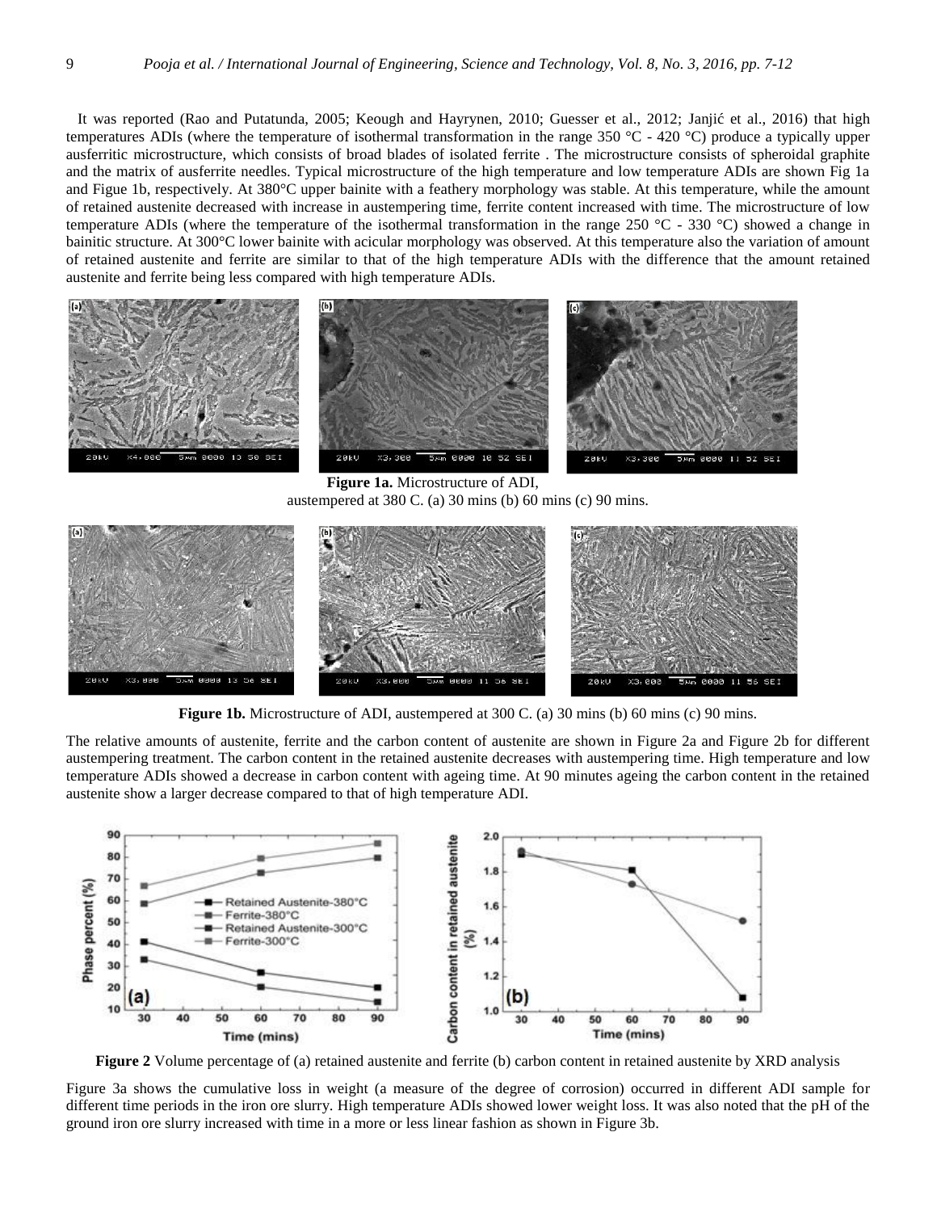It was reported (Rao and Putatunda, 2005; Keough and Hayrynen, 2010; Guesser et al., 2012; Janjić et al., 2016) that high temperatures ADIs (where the temperature of isothermal transformation in the range 350 °C - 420 °C) produce a typically upper ausferritic microstructure, which consists of broad blades of isolated ferrite . The microstructure consists of spheroidal graphite and the matrix of ausferrite needles. Typical microstructure of the high temperature and low temperature ADIs are shown Fig 1a and Figue 1b, respectively. At 380°C upper bainite with a feathery morphology was stable. At this temperature, while the amount of retained austenite decreased with increase in austempering time, ferrite content increased with time. The microstructure of low temperature ADIs (where the temperature of the isothermal transformation in the range 250 °C - 330 °C) showed a change in bainitic structure. At 300°C lower bainite with acicular morphology was observed. At this temperature also the variation of amount of retained austenite and ferrite are similar to that of the high temperature ADIs with the difference that the amount retained austenite and ferrite being less compared with high temperature ADIs.

**Figure 1a.** Microstructure of ADI, austempered at 380 C. (a) 30 mins (b) 60 mins (c) 90 mins.

**Figure 1b.** Microstructure of ADI, austempered at 300 C. (a) 30 mins (b) 60 mins (c) 90 mins.

The relative amounts of austenite, ferrite and the carbon content of austenite are shown in Figure 2a and Figure 2b for different austempering treatment. The carbon content in the retained austenite decreases with austempering time. High temperature and low temperature ADIs showed a decrease in carbon content with ageing time. At 90 minutes ageing the carbon content in the retained austenite show a larger decrease compared to that of high temperature ADI.

**Figure 2** Volume percentage of (a) retained austenite and ferrite (b) carbon content in retained austenite by XRD analysis

Figure 3a shows the cumulative loss in weight (a measure of the degree of corrosion) occurred in different ADI sample for different time periods in the iron ore slurry. High temperature ADIs showed lower weight loss. It was also noted that the pH of the ground iron ore slurry increased with time in a more or less linear fashion as shown in Figure 3b.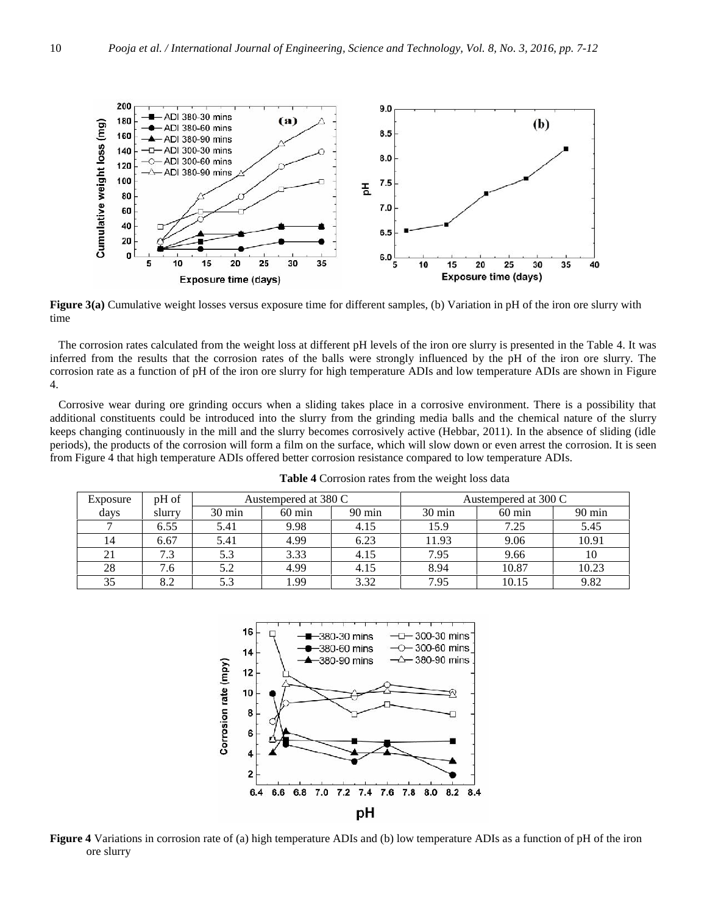**Figure 3(a)** Cumulative weight losses versus exposure time for different samples, (b) Variation in pH of the iron ore slurry with time

The corrosion rates calculated from the weight loss at different pH levels of the iron ore slurry is presented in the Table 4. It was inferred from the results that the corrosion rates of the balls were strongly influenced by the pH of the iron ore slurry. The corrosion rate as a function of pH of the iron ore slurry for high temperature ADIs and low temperature ADIs are shown in Figure 4.

Corrosive wear during ore grinding occurs when a sliding takes place in a corrosive environment. There is a possibility that additional constituents could be introduced into the slurry from the grinding media balls and the chemical nature of the slurry keeps changing continuously in the mill and the slurry becomes corrosively active (Hebbar, 2011). In the absence of sliding (idle periods), the products of the corrosion will form a film on the surface, which will slow down or even arrest the corrosion. It is seen from Figure 4 that high temperature ADIs offered better corrosion resistance compared to low temperature ADIs.

**Table 4** Corrosion rates from the weight loss data

| Exposure | pH of | Austempered at 380 C | | | Austempered at 300 C | | |
|---|---|---|---|---|---|---|---|
| days | slurry | 30 min | 60 min | 90 min | 30 min | 60 min | 90 min |
| 7 | 6.55 | 5.41 | 9.98 | 4.15 | 15.9 | 7.25 | 5.45 |
| 14 | 6.67 | 5.41 | 4.99 | 6.23 | 11.93 | 9.06 | 10.91 |
| 21 | 7.3 | 5.3 | 3.33 | 4.15 | 7.95 | 9.66 | 10 |
| 28 | 7.6 | 5.2 | 4.99 | 4.15 | 8.94 | 10.87 | 10.23 |
| 35 | 8.2 | 5.3 | 1.99 | 3.32 | 7.95 | 10.15 | 9.82 |

**Figure 4** Variations in corrosion rate of (a) high temperature ADIs and (b) low temperature ADIs as a function of pH of the iron ore slurry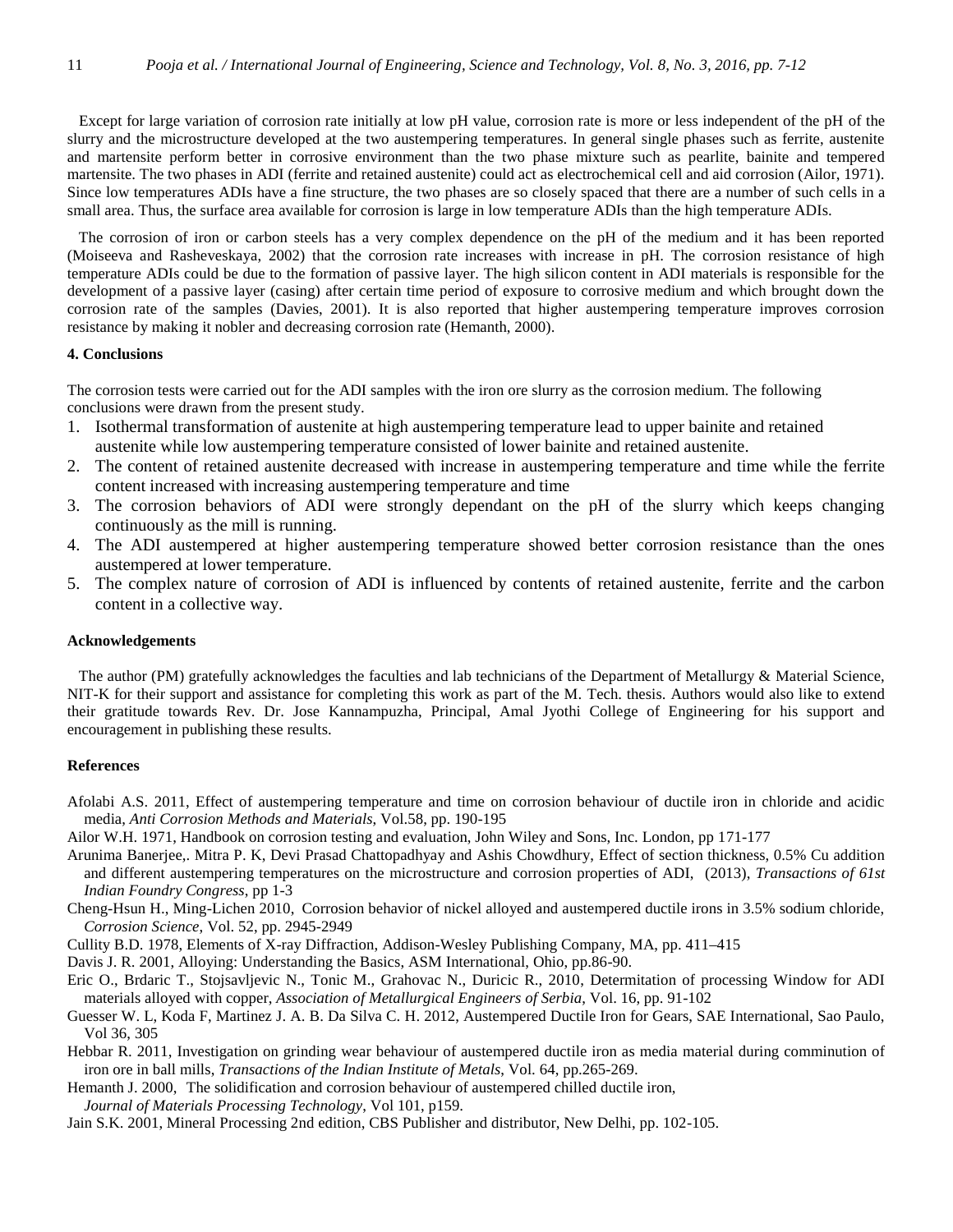Except for large variation of corrosion rate initially at low pH value, corrosion rate is more or less independent of the pH of the slurry and the microstructure developed at the two austempering temperatures. In general single phases such as ferrite, austenite and martensite perform better in corrosive environment than the two phase mixture such as pearlite, bainite and tempered martensite. The two phases in ADI (ferrite and retained austenite) could act as electrochemical cell and aid corrosion (Ailor, 1971). Since low temperatures ADIs have a fine structure, the two phases are so closely spaced that there are a number of such cells in a small area. Thus, the surface area available for corrosion is large in low temperature ADIs than the high temperature ADIs.

The corrosion of iron or carbon steels has a very complex dependence on the pH of the medium and it has been reported (Moiseeva and Rasheveskaya, 2002) that the corrosion rate increases with increase in pH. The corrosion resistance of high temperature ADIs could be due to the formation of passive layer. The high silicon content in ADI materials is responsible for the development of a passive layer (casing) after certain time period of exposure to corrosive medium and which brought down the corrosion rate of the samples (Davies, 2001). It is also reported that higher austempering temperature improves corrosion resistance by making it nobler and decreasing corrosion rate (Hemanth, 2000).

## 4. Conclusions

The corrosion tests were carried out for the ADI samples with the iron ore slurry as the corrosion medium. The following conclusions were drawn from the present study.

1. Isothermal transformation of austenite at high austempering temperature lead to upper bainite and retained austenite while low austempering temperature consisted of lower bainite and retained austenite.
2. The content of retained austenite decreased with increase in austempering temperature and time while the ferrite content increased with increasing austempering temperature and time
3. The corrosion behaviors of ADI were strongly dependant on the pH of the slurry which keeps changing continuously as the mill is running.
4. The ADI austempered at higher austempering temperature showed better corrosion resistance than the ones austempered at lower temperature.
5. The complex nature of corrosion of ADI is influenced by contents of retained austenite, ferrite and the carbon content in a collective way.

## Acknowledgements

The author (PM) gratefully acknowledges the faculties and lab technicians of the Department of Metallurgy & Material Science, NIT-K for their support and assistance for completing this work as part of the M. Tech. thesis. Authors would also like to extend their gratitude towards Rev. Dr. Jose Kannampuzha, Principal, Amal Jyothi College of Engineering for his support and encouragement in publishing these results.

## References

Afolabi A.S. 2011, Effect of austempering temperature and time on corrosion behaviour of ductile iron in chloride and acidic media, *Anti Corrosion Methods and Materials*, Vol.58, pp. 190-195

Ailor W.H. 1971, Handbook on corrosion testing and evaluation, John Wiley and Sons, Inc. London, pp 171-177

Arunima Banerjee,. Mitra P. K, Devi Prasad Chattopadhyay and Ashis Chowdhury, Effect of section thickness, 0.5% Cu addition and different austempering temperatures on the microstructure and corrosion properties of ADI, (2013), *Transactions of 61st Indian Foundry Congress*, pp 1-3

Cheng-Hsun H., Ming-Lichen 2010, Corrosion behavior of nickel alloyed and austempered ductile irons in 3.5% sodium chloride, *Corrosion Science*, Vol. 52, pp. 2945-2949

Cullity B.D. 1978, Elements of X-ray Diffraction, Addison-Wesley Publishing Company, MA, pp. 411–415

Davis J. R. 2001, Alloying: Understanding the Basics, ASM International, Ohio, pp.86-90.

Eric O., Brdaric T., Stojsavljevic N., Tonic M., Grahovac N., Duricic R., 2010, Determitation of processing Window for ADI materials alloyed with copper, *Association of Metallurgical Engineers of Serbia*, Vol. 16, pp. 91-102

Guesser W. L, Koda F, Martinez J. A. B. Da Silva C. H. 2012, Austempered Ductile Iron for Gears, SAE International, Sao Paulo, Vol 36, 305

Hebbar R. 2011, Investigation on grinding wear behaviour of austempered ductile iron as media material during comminution of iron ore in ball mills, *Transactions of the Indian Institute of Metals*, Vol. 64, pp.265-269.

Hemanth J. 2000, The solidification and corrosion behaviour of austempered chilled ductile iron, *Journal of Materials Processing Technology*, Vol 101, p159.

Jain S.K. 2001, Mineral Processing 2nd edition, CBS Publisher and distributor, New Delhi, pp. 102-105.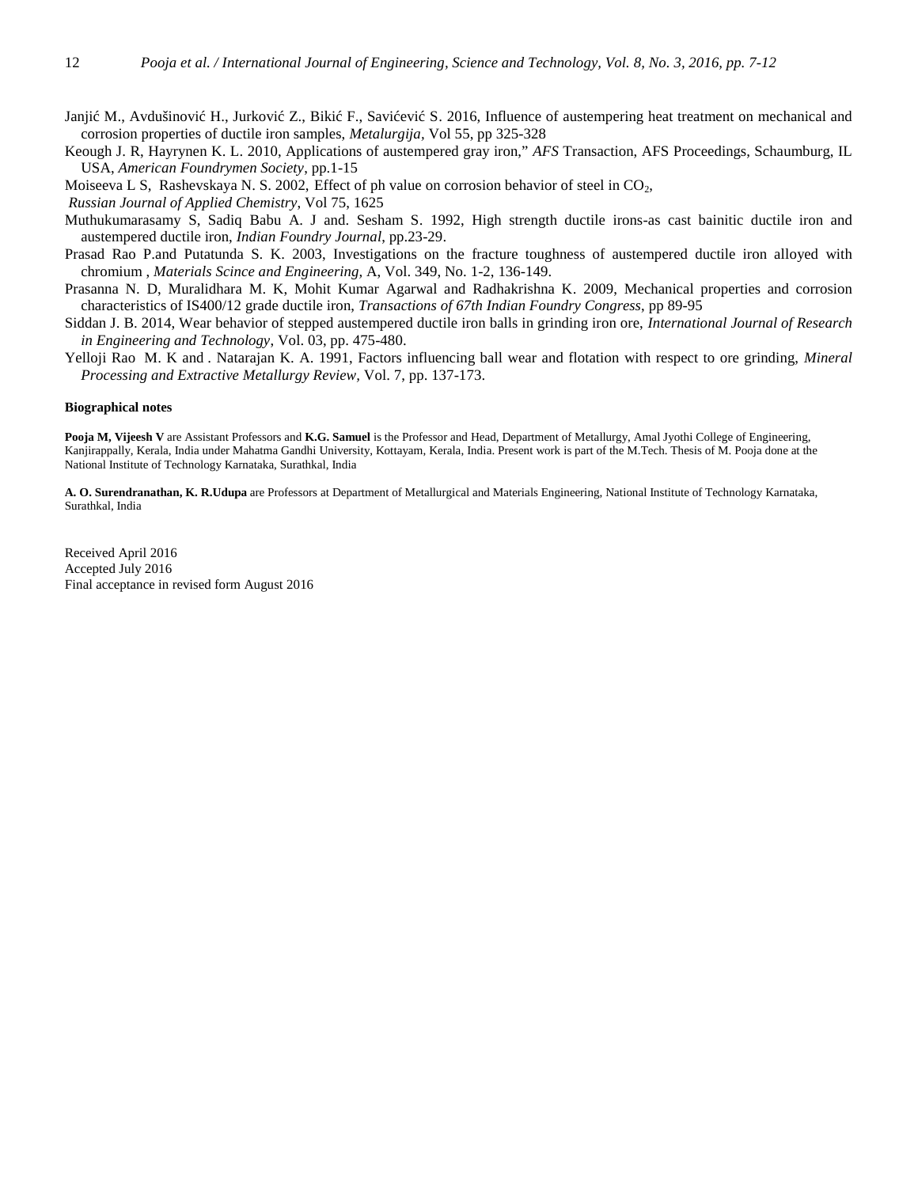Janjić M., Avdušinović H., Jurković Z., Bikić F., Savićević S. 2016, Influence of austempering heat treatment on mechanical and corrosion properties of ductile iron samples, *Metalurgija*, Vol 55, pp 325-328

Keough J. R, Hayrynen K. L. 2010, Applications of austempered gray iron," *AFS* Transaction, AFS Proceedings, Schaumburg, IL USA, *American Foundrymen Society*, pp.1-15

Moiseeva L S, Rashevskaya N. S. 2002, Effect of ph value on corrosion behavior of steel in $CO_2$, *Russian Journal of Applied Chemistry*, Vol 75, 1625

Muthukumarasamy S, Sadiq Babu A. J and. Sesham S. 1992, High strength ductile irons-as cast bainitic ductile iron and austempered ductile iron, *Indian Foundry Journal*, pp.23-29.

Prasad Rao P.and Putatunda S. K. 2003, Investigations on the fracture toughness of austempered ductile iron alloyed with chromium , *Materials Scince and Engineering*, A, Vol. 349, No. 1-2, 136-149.

Prasanna N. D, Muralidhara M. K, Mohit Kumar Agarwal and Radhakrishna K. 2009, Mechanical properties and corrosion characteristics of IS400/12 grade ductile iron, *Transactions of 67th Indian Foundry Congress*, pp 89-95

Siddan J. B. 2014, Wear behavior of stepped austempered ductile iron balls in grinding iron ore, *International Journal of Research in Engineering and Technology*, Vol. 03, pp. 475-480.

Yelloji Rao M. K and . Natarajan K. A. 1991, Factors influencing ball wear and flotation with respect to ore grinding, *Mineral Processing and Extractive Metallurgy Review*, Vol. 7, pp. 137-173.

**Biographical notes**

**Pooja M, Vijeesh V** are Assistant Professors and **K.G. Samuel** is the Professor and Head, Department of Metallurgy, Amal Jyothi College of Engineering, Kanjirappally, Kerala, India under Mahatma Gandhi University, Kottayam, Kerala, India. Present work is part of the M.Tech. Thesis of M. Pooja done at the National Institute of Technology Karnataka, Surathkal, India

**A. O. Surendranathan, K. R.Udupa** are Professors at Department of Metallurgical and Materials Engineering, National Institute of Technology Karnataka, Surathkal, India

Received April 2016
Accepted July 2016
Final acceptance in revised form August 2016